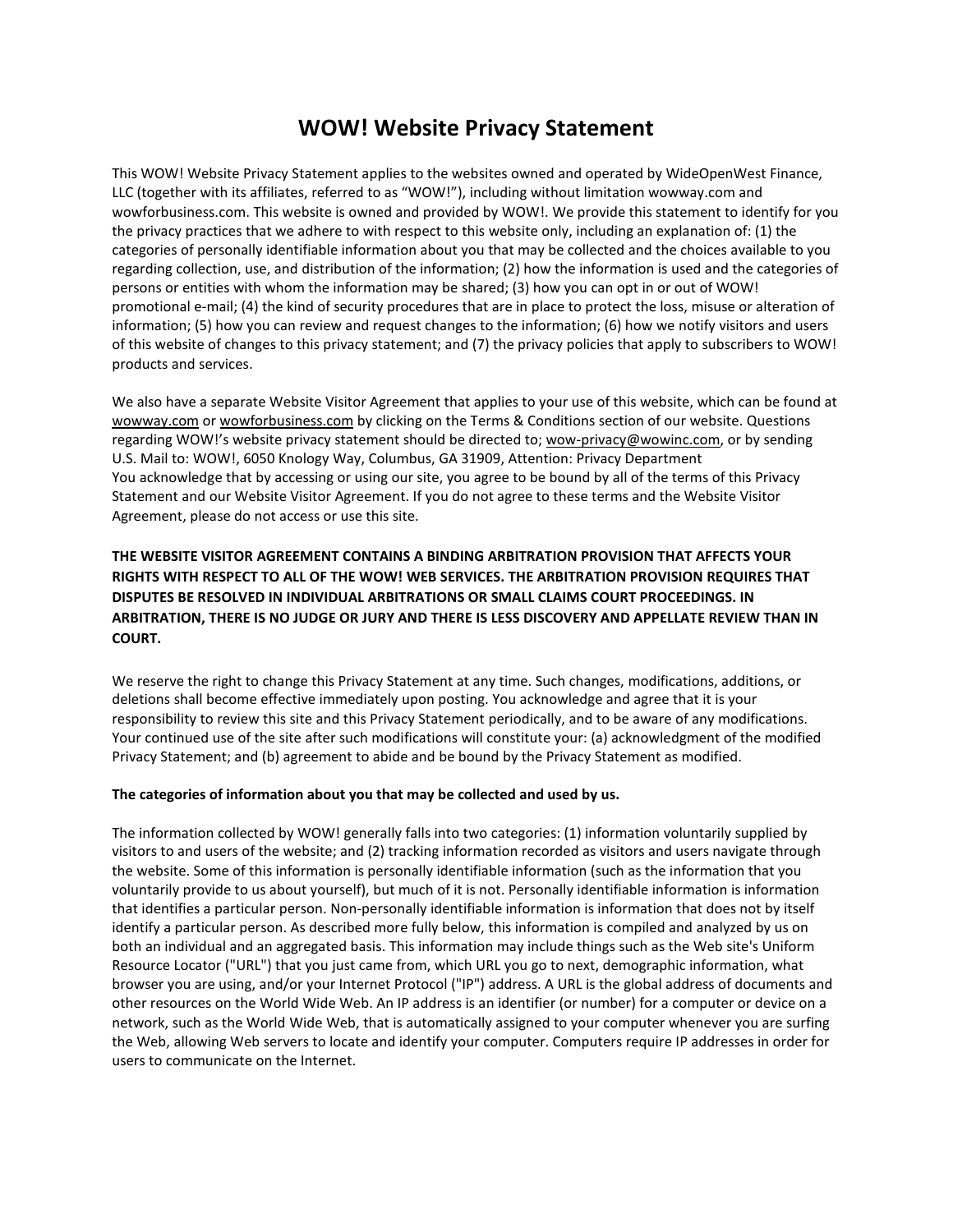# WOW! Website Privacy Statement

This WOW! Website Privacy Statement applies to the websites owned and operated by WideOpenWest Finance, LLC (together with its affiliates, referred to as "WOW!"), including without limitation wowway.com and wowforbusiness.com. This website is owned and provided by WOW!. We provide this statement to identify for you the privacy practices that we adhere to with respect to this website only, including an explanation of: (1) the categories of personally identifiable information about you that may be collected and the choices available to you regarding collection, use, and distribution of the information; (2) how the information is used and the categories of persons or entities with whom the information may be shared; (3) how you can opt in or out of WOW! promotional e-mail; (4) the kind of security procedures that are in place to protect the loss, misuse or alteration of information; (5) how you can review and request changes to the information; (6) how we notify visitors and users of this website of changes to this privacy statement; and (7) the privacy policies that apply to subscribers to WOW! products and services.

We also have a separate Website Visitor Agreement that applies to your use of this website, which can be found at wowway.com or wowforbusiness.com by clicking on the Terms & Conditions section of our website. Questions regarding WOW!'s website privacy statement should be directed to; wow-privacy@wowinc.com, or by sending U.S. Mail to: WOW!, 6050 Knology Way, Columbus, GA 31909, Attention: Privacy Department
You acknowledge that by accessing or using our site, you agree to be bound by all of the terms of this Privacy Statement and our Website Visitor Agreement. If you do not agree to these terms and the Website Visitor Agreement, please do not access or use this site.

**THE WEBSITE VISITOR AGREEMENT CONTAINS A BINDING ARBITRATION PROVISION THAT AFFECTS YOUR RIGHTS WITH RESPECT TO ALL OF THE WOW! WEB SERVICES. THE ARBITRATION PROVISION REQUIRES THAT DISPUTES BE RESOLVED IN INDIVIDUAL ARBITRATIONS OR SMALL CLAIMS COURT PROCEEDINGS. IN ARBITRATION, THERE IS NO JUDGE OR JURY AND THERE IS LESS DISCOVERY AND APPELLATE REVIEW THAN IN COURT.**

We reserve the right to change this Privacy Statement at any time. Such changes, modifications, additions, or deletions shall become effective immediately upon posting. You acknowledge and agree that it is your responsibility to review this site and this Privacy Statement periodically, and to be aware of any modifications. Your continued use of the site after such modifications will constitute your: (a) acknowledgment of the modified Privacy Statement; and (b) agreement to abide and be bound by the Privacy Statement as modified.

**The categories of information about you that may be collected and used by us.**

The information collected by WOW! generally falls into two categories: (1) information voluntarily supplied by visitors to and users of the website; and (2) tracking information recorded as visitors and users navigate through the website. Some of this information is personally identifiable information (such as the information that you voluntarily provide to us about yourself), but much of it is not. Personally identifiable information is information that identifies a particular person. Non-personally identifiable information is information that does not by itself identify a particular person. As described more fully below, this information is compiled and analyzed by us on both an individual and an aggregated basis. This information may include things such as the Web site's Uniform Resource Locator ("URL") that you just came from, which URL you go to next, demographic information, what browser you are using, and/or your Internet Protocol ("IP") address. A URL is the global address of documents and other resources on the World Wide Web. An IP address is an identifier (or number) for a computer or device on a network, such as the World Wide Web, that is automatically assigned to your computer whenever you are surfing the Web, allowing Web servers to locate and identify your computer. Computers require IP addresses in order for users to communicate on the Internet.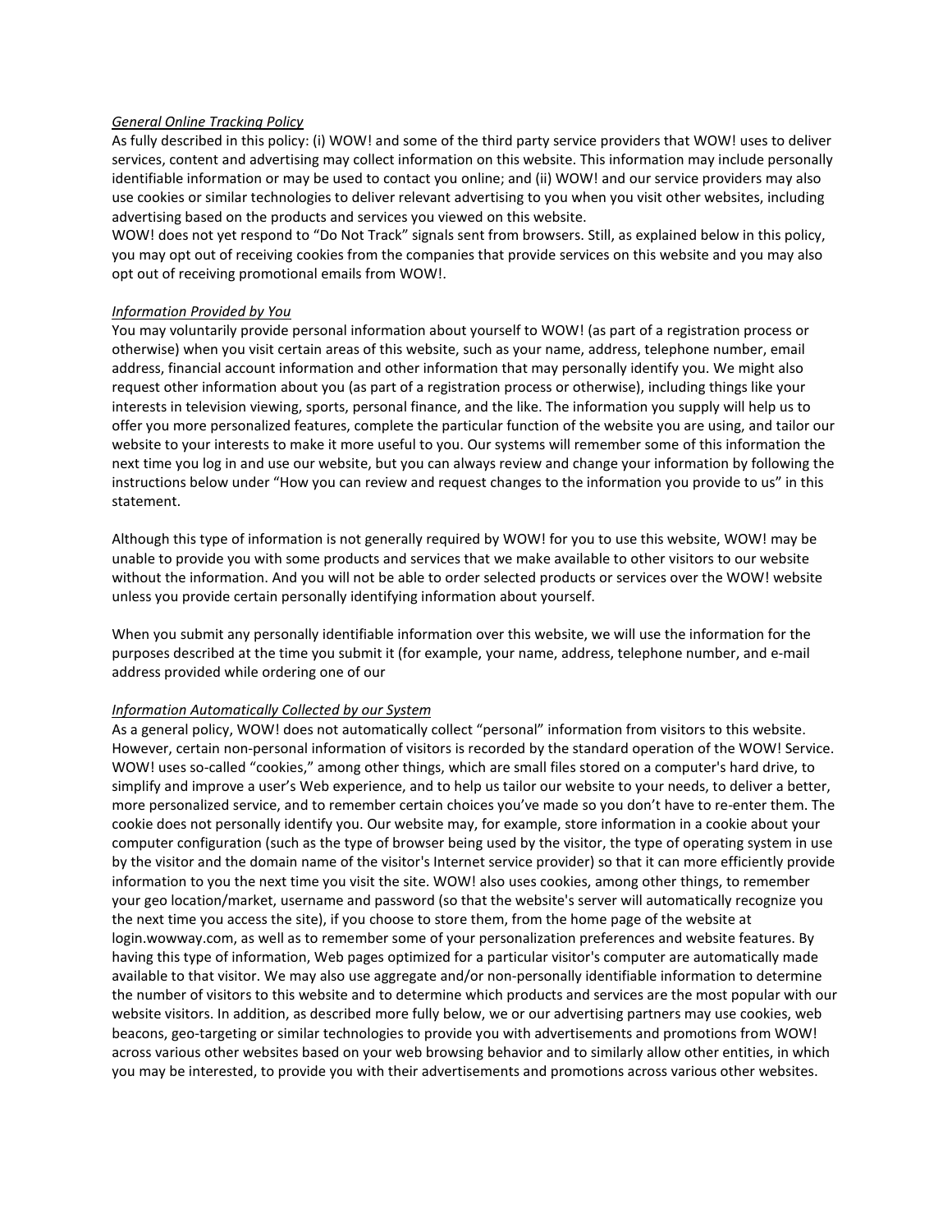*General Online Tracking Policy*

As fully described in this policy: (i) WOW! and some of the third party service providers that WOW! uses to deliver services, content and advertising may collect information on this website. This information may include personally identifiable information or may be used to contact you online; and (ii) WOW! and our service providers may also use cookies or similar technologies to deliver relevant advertising to you when you visit other websites, including advertising based on the products and services you viewed on this website.

WOW! does not yet respond to "Do Not Track" signals sent from browsers. Still, as explained below in this policy, you may opt out of receiving cookies from the companies that provide services on this website and you may also opt out of receiving promotional emails from WOW!.

*Information Provided by You*

You may voluntarily provide personal information about yourself to WOW! (as part of a registration process or otherwise) when you visit certain areas of this website, such as your name, address, telephone number, email address, financial account information and other information that may personally identify you. We might also request other information about you (as part of a registration process or otherwise), including things like your interests in television viewing, sports, personal finance, and the like. The information you supply will help us to offer you more personalized features, complete the particular function of the website you are using, and tailor our website to your interests to make it more useful to you. Our systems will remember some of this information the next time you log in and use our website, but you can always review and change your information by following the instructions below under "How you can review and request changes to the information you provide to us" in this statement.

Although this type of information is not generally required by WOW! for you to use this website, WOW! may be unable to provide you with some products and services that we make available to other visitors to our website without the information. And you will not be able to order selected products or services over the WOW! website unless you provide certain personally identifying information about yourself.

When you submit any personally identifiable information over this website, we will use the information for the purposes described at the time you submit it (for example, your name, address, telephone number, and e-mail address provided while ordering one of our

*Information Automatically Collected by our System*

As a general policy, WOW! does not automatically collect "personal" information from visitors to this website. However, certain non-personal information of visitors is recorded by the standard operation of the WOW! Service. WOW! uses so-called "cookies," among other things, which are small files stored on a computer's hard drive, to simplify and improve a user's Web experience, and to help us tailor our website to your needs, to deliver a better, more personalized service, and to remember certain choices you've made so you don't have to re-enter them. The cookie does not personally identify you. Our website may, for example, store information in a cookie about your computer configuration (such as the type of browser being used by the visitor, the type of operating system in use by the visitor and the domain name of the visitor's Internet service provider) so that it can more efficiently provide information to you the next time you visit the site. WOW! also uses cookies, among other things, to remember your geo location/market, username and password (so that the website's server will automatically recognize you the next time you access the site), if you choose to store them, from the home page of the website at login.wowway.com, as well as to remember some of your personalization preferences and website features. By having this type of information, Web pages optimized for a particular visitor's computer are automatically made available to that visitor. We may also use aggregate and/or non-personally identifiable information to determine the number of visitors to this website and to determine which products and services are the most popular with our website visitors. In addition, as described more fully below, we or our advertising partners may use cookies, web beacons, geo-targeting or similar technologies to provide you with advertisements and promotions from WOW! across various other websites based on your web browsing behavior and to similarly allow other entities, in which you may be interested, to provide you with their advertisements and promotions across various other websites.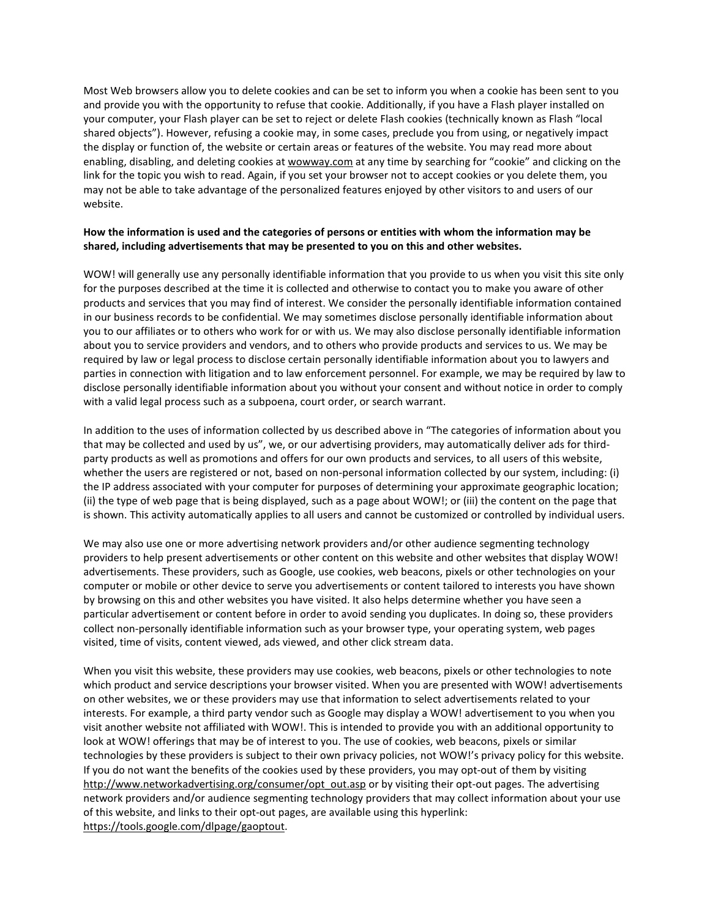Most Web browsers allow you to delete cookies and can be set to inform you when a cookie has been sent to you and provide you with the opportunity to refuse that cookie. Additionally, if you have a Flash player installed on your computer, your Flash player can be set to reject or delete Flash cookies (technically known as Flash "local shared objects"). However, refusing a cookie may, in some cases, preclude you from using, or negatively impact the display or function of, the website or certain areas or features of the website. You may read more about enabling, disabling, and deleting cookies at wowway.com at any time by searching for "cookie" and clicking on the link for the topic you wish to read. Again, if you set your browser not to accept cookies or you delete them, you may not be able to take advantage of the personalized features enjoyed by other visitors to and users of our website.

**How the information is used and the categories of persons or entities with whom the information may be shared, including advertisements that may be presented to you on this and other websites.**

WOW! will generally use any personally identifiable information that you provide to us when you visit this site only for the purposes described at the time it is collected and otherwise to contact you to make you aware of other products and services that you may find of interest. We consider the personally identifiable information contained in our business records to be confidential. We may sometimes disclose personally identifiable information about you to our affiliates or to others who work for or with us. We may also disclose personally identifiable information about you to service providers and vendors, and to others who provide products and services to us. We may be required by law or legal process to disclose certain personally identifiable information about you to lawyers and parties in connection with litigation and to law enforcement personnel. For example, we may be required by law to disclose personally identifiable information about you without your consent and without notice in order to comply with a valid legal process such as a subpoena, court order, or search warrant.

In addition to the uses of information collected by us described above in "The categories of information about you that may be collected and used by us", we, or our advertising providers, may automatically deliver ads for third-party products as well as promotions and offers for our own products and services, to all users of this website, whether the users are registered or not, based on non-personal information collected by our system, including: (i) the IP address associated with your computer for purposes of determining your approximate geographic location; (ii) the type of web page that is being displayed, such as a page about WOW!; or (iii) the content on the page that is shown. This activity automatically applies to all users and cannot be customized or controlled by individual users.

We may also use one or more advertising network providers and/or other audience segmenting technology providers to help present advertisements or other content on this website and other websites that display WOW! advertisements. These providers, such as Google, use cookies, web beacons, pixels or other technologies on your computer or mobile or other device to serve you advertisements or content tailored to interests you have shown by browsing on this and other websites you have visited. It also helps determine whether you have seen a particular advertisement or content before in order to avoid sending you duplicates. In doing so, these providers collect non-personally identifiable information such as your browser type, your operating system, web pages visited, time of visits, content viewed, ads viewed, and other click stream data.

When you visit this website, these providers may use cookies, web beacons, pixels or other technologies to note which product and service descriptions your browser visited. When you are presented with WOW! advertisements on other websites, we or these providers may use that information to select advertisements related to your interests. For example, a third party vendor such as Google may display a WOW! advertisement to you when you visit another website not affiliated with WOW!. This is intended to provide you with an additional opportunity to look at WOW! offerings that may be of interest to you. The use of cookies, web beacons, pixels or similar technologies by these providers is subject to their own privacy policies, not WOW!'s privacy policy for this website. If you do not want the benefits of the cookies used by these providers, you may opt-out of them by visiting http://www.networkadvertising.org/consumer/opt_out.asp or by visiting their opt-out pages. The advertising network providers and/or audience segmenting technology providers that may collect information about your use of this website, and links to their opt-out pages, are available using this hyperlink: https://tools.google.com/dlpage/gaoptout.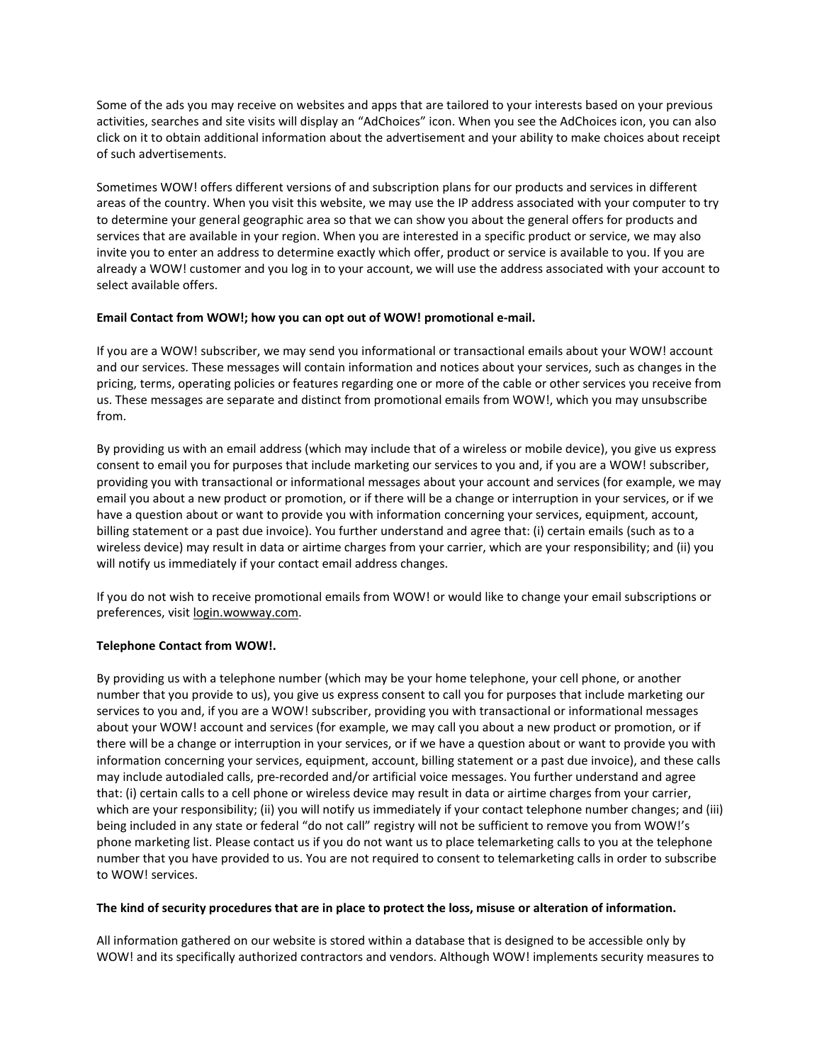Some of the ads you may receive on websites and apps that are tailored to your interests based on your previous activities, searches and site visits will display an "AdChoices" icon. When you see the AdChoices icon, you can also click on it to obtain additional information about the advertisement and your ability to make choices about receipt of such advertisements.

Sometimes WOW! offers different versions of and subscription plans for our products and services in different areas of the country. When you visit this website, we may use the IP address associated with your computer to try to determine your general geographic area so that we can show you about the general offers for products and services that are available in your region. When you are interested in a specific product or service, we may also invite you to enter an address to determine exactly which offer, product or service is available to you. If you are already a WOW! customer and you log in to your account, we will use the address associated with your account to select available offers.

**Email Contact from WOW!; how you can opt out of WOW! promotional e-mail.**

If you are a WOW! subscriber, we may send you informational or transactional emails about your WOW! account and our services. These messages will contain information and notices about your services, such as changes in the pricing, terms, operating policies or features regarding one or more of the cable or other services you receive from us. These messages are separate and distinct from promotional emails from WOW!, which you may unsubscribe from.

By providing us with an email address (which may include that of a wireless or mobile device), you give us express consent to email you for purposes that include marketing our services to you and, if you are a WOW! subscriber, providing you with transactional or informational messages about your account and services (for example, we may email you about a new product or promotion, or if there will be a change or interruption in your services, or if we have a question about or want to provide you with information concerning your services, equipment, account, billing statement or a past due invoice). You further understand and agree that: (i) certain emails (such as to a wireless device) may result in data or airtime charges from your carrier, which are your responsibility; and (ii) you will notify us immediately if your contact email address changes.

If you do not wish to receive promotional emails from WOW! or would like to change your email subscriptions or preferences, visit login.wowway.com.

**Telephone Contact from WOW!.**

By providing us with a telephone number (which may be your home telephone, your cell phone, or another number that you provide to us), you give us express consent to call you for purposes that include marketing our services to you and, if you are a WOW! subscriber, providing you with transactional or informational messages about your WOW! account and services (for example, we may call you about a new product or promotion, or if there will be a change or interruption in your services, or if we have a question about or want to provide you with information concerning your services, equipment, account, billing statement or a past due invoice), and these calls may include autodialed calls, pre-recorded and/or artificial voice messages. You further understand and agree that: (i) certain calls to a cell phone or wireless device may result in data or airtime charges from your carrier, which are your responsibility; (ii) you will notify us immediately if your contact telephone number changes; and (iii) being included in any state or federal "do not call" registry will not be sufficient to remove you from WOW!'s phone marketing list. Please contact us if you do not want us to place telemarketing calls to you at the telephone number that you have provided to us. You are not required to consent to telemarketing calls in order to subscribe to WOW! services.

**The kind of security procedures that are in place to protect the loss, misuse or alteration of information.**

All information gathered on our website is stored within a database that is designed to be accessible only by WOW! and its specifically authorized contractors and vendors. Although WOW! implements security measures to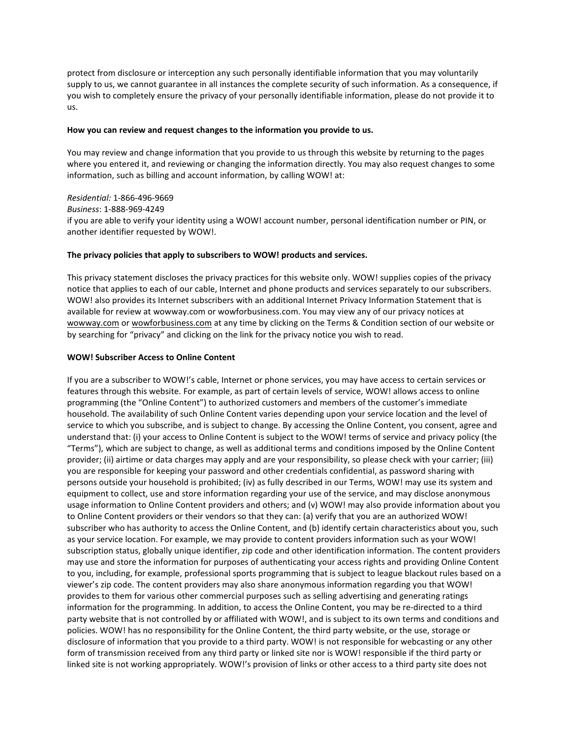protect from disclosure or interception any such personally identifiable information that you may voluntarily supply to us, we cannot guarantee in all instances the complete security of such information. As a consequence, if you wish to completely ensure the privacy of your personally identifiable information, please do not provide it to us.

**How you can review and request changes to the information you provide to us.**

You may review and change information that you provide to us through this website by returning to the pages where you entered it, and reviewing or changing the information directly. You may also request changes to some information, such as billing and account information, by calling WOW! at:

*Residential:* 1-866-496-9669
*Business*: 1-888-969-4249
if you are able to verify your identity using a WOW! account number, personal identification number or PIN, or another identifier requested by WOW!.

**The privacy policies that apply to subscribers to WOW! products and services.**

This privacy statement discloses the privacy practices for this website only. WOW! supplies copies of the privacy notice that applies to each of our cable, Internet and phone products and services separately to our subscribers. WOW! also provides its Internet subscribers with an additional Internet Privacy Information Statement that is available for review at wowway.com or wowforbusiness.com. You may view any of our privacy notices at wowway.com or wowforbusiness.com at any time by clicking on the Terms & Condition section of our website or by searching for "privacy" and clicking on the link for the privacy notice you wish to read.

**WOW! Subscriber Access to Online Content**

If you are a subscriber to WOW!'s cable, Internet or phone services, you may have access to certain services or features through this website. For example, as part of certain levels of service, WOW! allows access to online programming (the "Online Content") to authorized customers and members of the customer's immediate household. The availability of such Online Content varies depending upon your service location and the level of service to which you subscribe, and is subject to change. By accessing the Online Content, you consent, agree and understand that: (i) your access to Online Content is subject to the WOW! terms of service and privacy policy (the "Terms"), which are subject to change, as well as additional terms and conditions imposed by the Online Content provider; (ii) airtime or data charges may apply and are your responsibility, so please check with your carrier; (iii) you are responsible for keeping your password and other credentials confidential, as password sharing with persons outside your household is prohibited; (iv) as fully described in our Terms, WOW! may use its system and equipment to collect, use and store information regarding your use of the service, and may disclose anonymous usage information to Online Content providers and others; and (v) WOW! may also provide information about you to Online Content providers or their vendors so that they can: (a) verify that you are an authorized WOW! subscriber who has authority to access the Online Content, and (b) identify certain characteristics about you, such as your service location. For example, we may provide to content providers information such as your WOW! subscription status, globally unique identifier, zip code and other identification information. The content providers may use and store the information for purposes of authenticating your access rights and providing Online Content to you, including, for example, professional sports programming that is subject to league blackout rules based on a viewer's zip code. The content providers may also share anonymous information regarding you that WOW! provides to them for various other commercial purposes such as selling advertising and generating ratings information for the programming. In addition, to access the Online Content, you may be re-directed to a third party website that is not controlled by or affiliated with WOW!, and is subject to its own terms and conditions and policies. WOW! has no responsibility for the Online Content, the third party website, or the use, storage or disclosure of information that you provide to a third party. WOW! is not responsible for webcasting or any other form of transmission received from any third party or linked site nor is WOW! responsible if the third party or linked site is not working appropriately. WOW!'s provision of links or other access to a third party site does not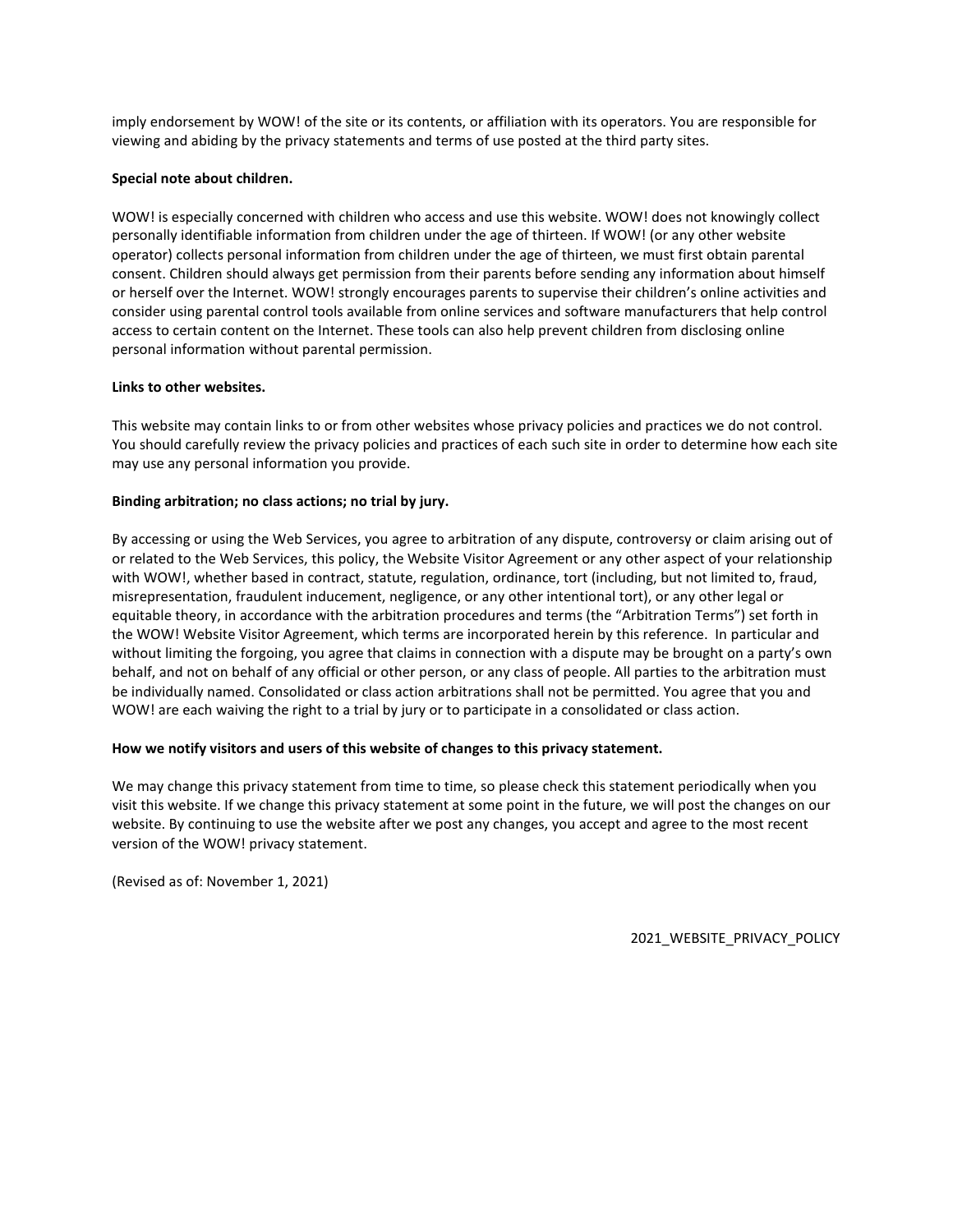imply endorsement by WOW! of the site or its contents, or affiliation with its operators. You are responsible for viewing and abiding by the privacy statements and terms of use posted at the third party sites.

**Special note about children.**

WOW! is especially concerned with children who access and use this website. WOW! does not knowingly collect personally identifiable information from children under the age of thirteen. If WOW! (or any other website operator) collects personal information from children under the age of thirteen, we must first obtain parental consent. Children should always get permission from their parents before sending any information about himself or herself over the Internet. WOW! strongly encourages parents to supervise their children's online activities and consider using parental control tools available from online services and software manufacturers that help control access to certain content on the Internet. These tools can also help prevent children from disclosing online personal information without parental permission.

**Links to other websites.**

This website may contain links to or from other websites whose privacy policies and practices we do not control. You should carefully review the privacy policies and practices of each such site in order to determine how each site may use any personal information you provide.

**Binding arbitration; no class actions; no trial by jury.**

By accessing or using the Web Services, you agree to arbitration of any dispute, controversy or claim arising out of or related to the Web Services, this policy, the Website Visitor Agreement or any other aspect of your relationship with WOW!, whether based in contract, statute, regulation, ordinance, tort (including, but not limited to, fraud, misrepresentation, fraudulent inducement, negligence, or any other intentional tort), or any other legal or equitable theory, in accordance with the arbitration procedures and terms (the "Arbitration Terms") set forth in the WOW! Website Visitor Agreement, which terms are incorporated herein by this reference. In particular and without limiting the forgoing, you agree that claims in connection with a dispute may be brought on a party's own behalf, and not on behalf of any official or other person, or any class of people. All parties to the arbitration must be individually named. Consolidated or class action arbitrations shall not be permitted. You agree that you and WOW! are each waiving the right to a trial by jury or to participate in a consolidated or class action.

**How we notify visitors and users of this website of changes to this privacy statement.**

We may change this privacy statement from time to time, so please check this statement periodically when you visit this website. If we change this privacy statement at some point in the future, we will post the changes on our website. By continuing to use the website after we post any changes, you accept and agree to the most recent version of the WOW! privacy statement.

(Revised as of: November 1, 2021)

2021_WEBSITE_PRIVACY_POLICY